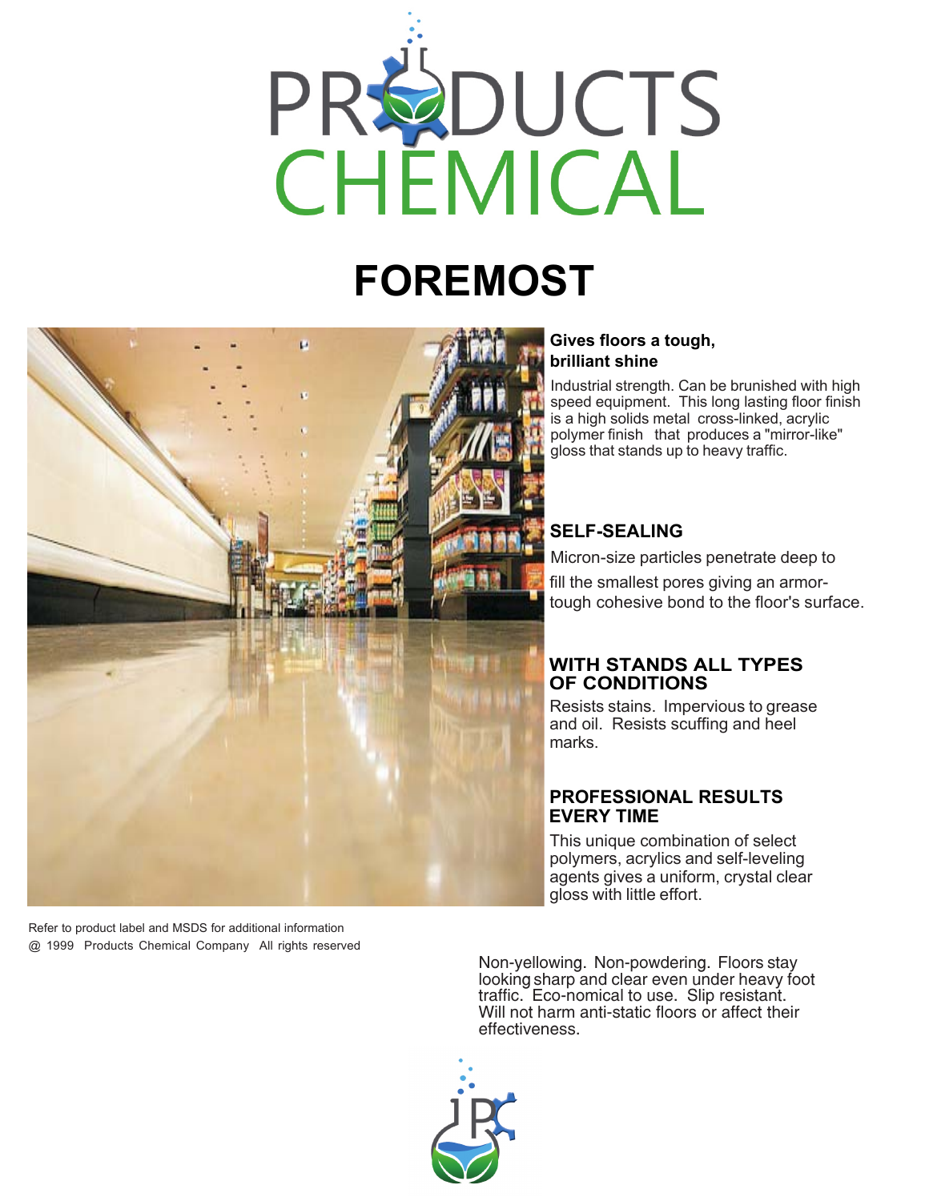# PRODUCTS CHEMICAL

# FOREMOST

**Gives floors a tough, brilliant shine**

Industrial strength. Can be brunished with high speed equipment. This long lasting floor finish is a high solids metal cross-linked, acrylic polymer finish that produces a "mirror-like" gloss that stands up to heavy traffic.

## SELF-SEALING

Micron-size particles penetrate deep to fill the smallest pores giving an armor-tough cohesive bond to the floor's surface.

## WITH STANDS ALL TYPES OF CONDITIONS

Resists stains. Impervious to grease and oil. Resists scuffing and heel marks.

## PROFESSIONAL RESULTS EVERY TIME

This unique combination of select polymers, acrylics and self-leveling agents gives a uniform, crystal clear gloss with little effort.

Non-yellowing. Non-powdering. Floors stay looking sharp and clear even under heavy foot traffic. Eco-nomical to use. Slip resistant. Will not harm anti-static floors or affect their effectiveness.

Refer to product label and MSDS for additional information

@ 1999 Products Chemical Company All rights reserved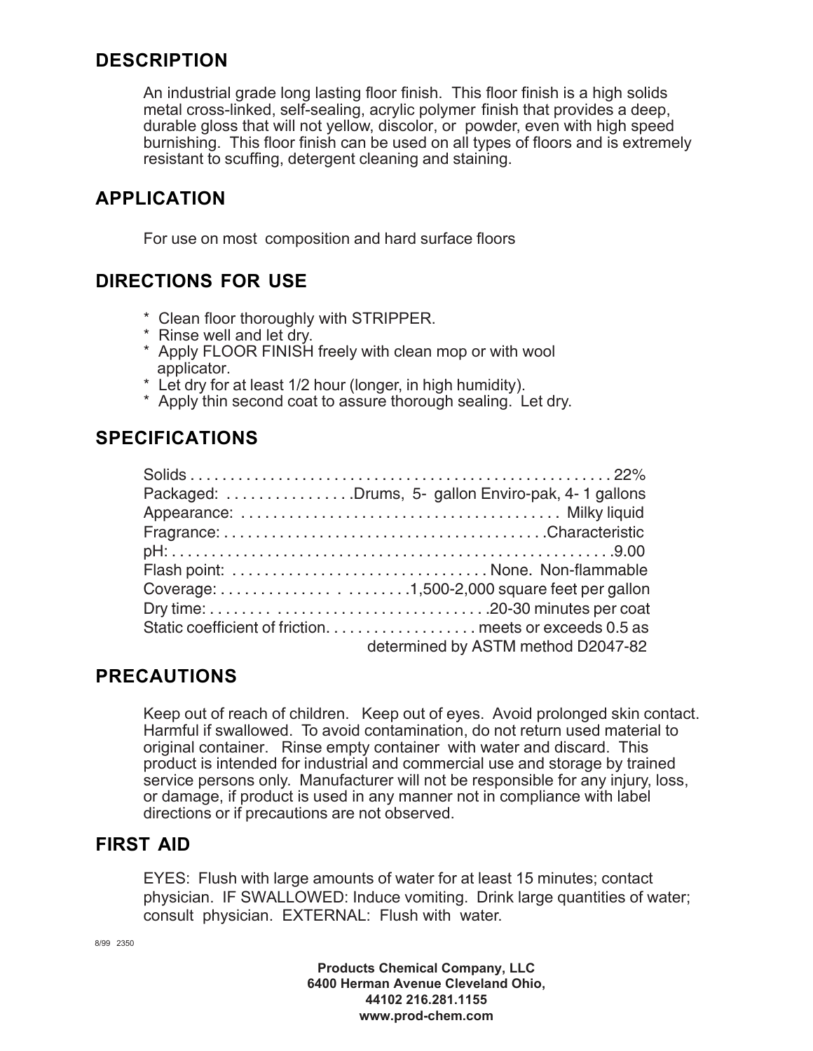## DESCRIPTION

An industrial grade long lasting floor finish. This floor finish is a high solids metal cross-linked, self-sealing, acrylic polymer finish that provides a deep, durable gloss that will not yellow, discolor, or powder, even with high speed burnishing. This floor finish can be used on all types of floors and is extremely resistant to scuffing, detergent cleaning and staining.

## APPLICATION

For use on most composition and hard surface floors

## DIRECTIONS FOR USE

* Clean floor thoroughly with STRIPPER.
* Rinse well and let dry.
* Apply FLOOR FINISH freely with clean mop or with wool applicator.
* Let dry for at least 1/2 hour (longer, in high humidity).
* Apply thin second coat to assure thorough sealing. Let dry.

## SPECIFICATIONS

| | |
|---|---|
| Solids | 22% |
| Packaged: | Drums, 5- gallon Enviro-pak, 4- 1 gallons |
| Appearance: | Milky liquid |
| Fragrance: | Characteristic |
| pH: | 9.00 |
| Flash point: | None. Non-flammable |
| Coverage: | 1,500-2,000 square feet per gallon |
| Dry time: | 20-30 minutes per coat |
| Static coefficient of friction. | meets or exceeds 0.5 as determined by ASTM method D2047-82 |

## PRECAUTIONS

Keep out of reach of children. Keep out of eyes. Avoid prolonged skin contact. Harmful if swallowed. To avoid contamination, do not return used material to original container. Rinse empty container with water and discard. This product is intended for industrial and commercial use and storage by trained service persons only. Manufacturer will not be responsible for any injury, loss, or damage, if product is used in any manner not in compliance with label directions or if precautions are not observed.

## FIRST AID

EYES: Flush with large amounts of water for at least 15 minutes; contact physician. IF SWALLOWED: Induce vomiting. Drink large quantities of water; consult physician. EXTERNAL: Flush with water.

8/99 2350

**Products Chemical Company, LLC**
**6400 Herman Avenue Cleveland Ohio,**
**44102 216.281.1155**
**www.prod-chem.com**